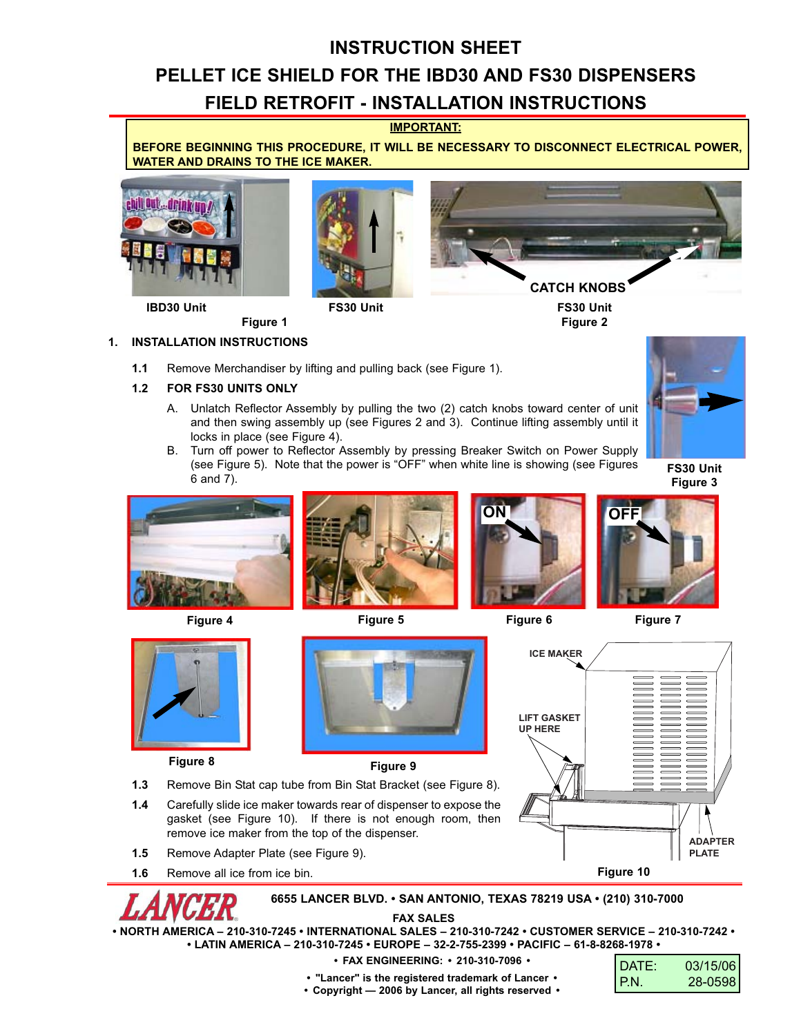# INSTRUCTION SHEET

# PELLET ICE SHIELD FOR THE IBD30 AND FS30 DISPENSERS

# FIELD RETROFIT - INSTALLATION INSTRUCTIONS

**IMPORTANT:**

**BEFORE BEGINNING THIS PROCEDURE, IT WILL BE NECESSARY TO DISCONNECT ELECTRICAL POWER, WATER AND DRAINS TO THE ICE MAKER.**

IBD30 Unit FS30 Unit

Figure 1

CATCH KNOBS

FS30 Unit
Figure 2

## 1. INSTALLATION INSTRUCTIONS

**1.1** Remove Merchandiser by lifting and pulling back (see Figure 1).

**1.2 FOR FS30 UNITS ONLY**

A. Unlatch Reflector Assembly by pulling the two (2) catch knobs toward center of unit and then swing assembly up (see Figures 2 and 3). Continue lifting assembly until it locks in place (see Figure 4).

B. Turn off power to Reflector Assembly by pressing Breaker Switch on Power Supply (see Figure 5). Note that the power is "OFF" when white line is showing (see Figures 6 and 7).

FS30 Unit
Figure 3

Figure 4

Figure 5

ON

Figure 6

OFF

Figure 7

Figure 8

Figure 9

ICE MAKER

LIFT GASKET UP HERE

ADAPTER PLATE

Figure 10

**1.3** Remove Bin Stat cap tube from Bin Stat Bracket (see Figure 8).

**1.4** Carefully slide ice maker towards rear of dispenser to expose the gasket (see Figure 10). If there is not enough room, then remove ice maker from the top of the dispenser.

**1.5** Remove Adapter Plate (see Figure 9).

**1.6** Remove all ice from ice bin.

LANCER

**6655 LANCER BLVD. • SAN ANTONIO, TEXAS 78219 USA • (210) 310-7000**

**FAX SALES**

**• NORTH AMERICA – 210-310-7245 • INTERNATIONAL SALES – 210-310-7242 • CUSTOMER SERVICE – 210-310-7242 •**
**• LATIN AMERICA – 210-310-7245 • EUROPE – 32-2-755-2399 • PACIFIC – 61-8-8268-1978 •**

**• FAX ENGINEERING: • 210-310-7096 •**

**• "Lancer" is the registered trademark of Lancer •**
**• Copyright — 2006 by Lancer, all rights reserved •**

| DATE: | 03/15/06 |
| --- | --- |
| P.N. | 28-0598 |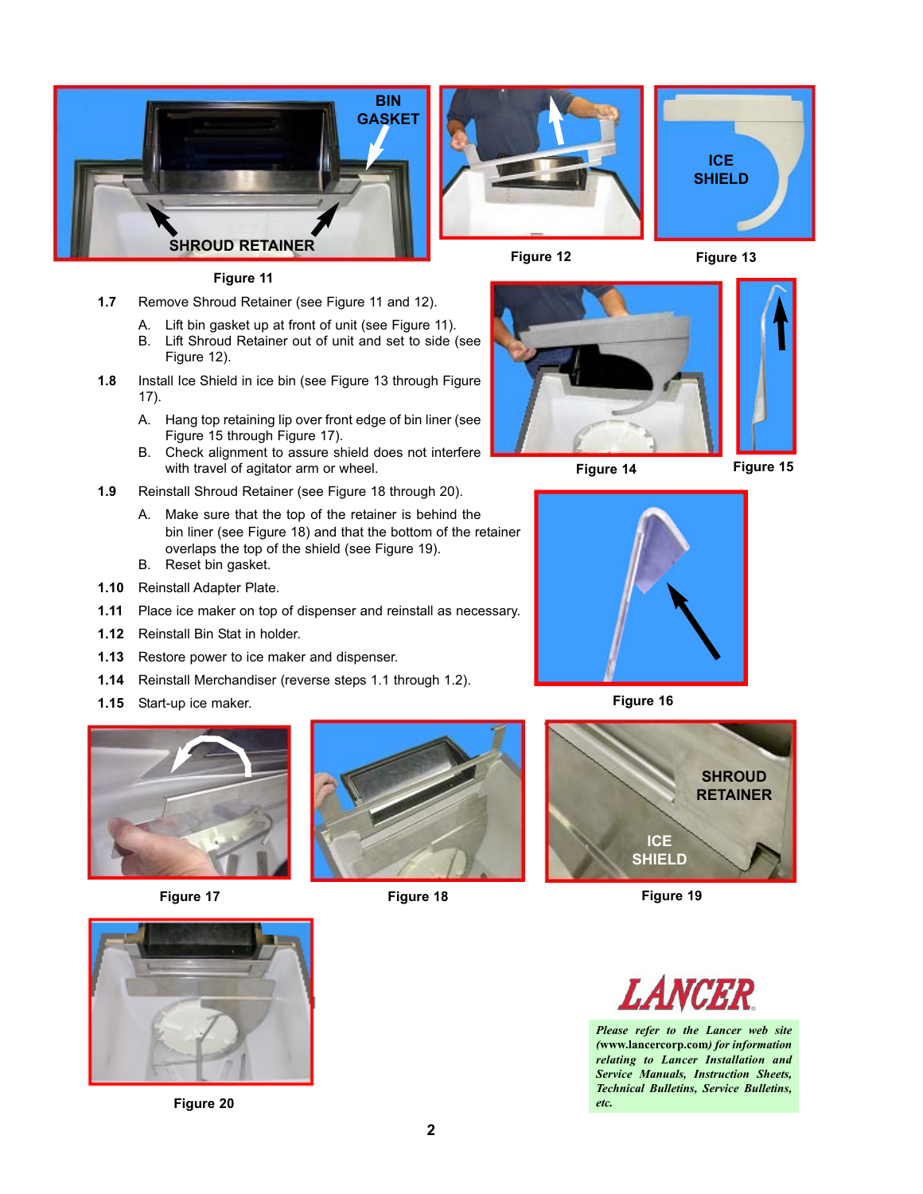BIN GASKET

SHROUD RETAINER

Figure 11

Figure 12

ICE SHIELD

Figure 13

1.7 Remove Shroud Retainer (see Figure 11 and 12).

   A. Lift bin gasket up at front of unit (see Figure 11).
   B. Lift Shroud Retainer out of unit and set to side (see Figure 12).

1.8 Install Ice Shield in ice bin (see Figure 13 through Figure 17).

   A. Hang top retaining lip over front edge of bin liner (see Figure 15 through Figure 17).
   B. Check alignment to assure shield does not interfere with travel of agitator arm or wheel.

1.9 Reinstall Shroud Retainer (see Figure 18 through 20).

   A. Make sure that the top of the retainer is behind the bin liner (see Figure 18) and that the bottom of the retainer overlaps the top of the shield (see Figure 19).
   B. Reset bin gasket.

1.10 Reinstall Adapter Plate.

1.11 Place ice maker on top of dispenser and reinstall as necessary.

1.12 Reinstall Bin Stat in holder.

1.13 Restore power to ice maker and dispenser.

1.14 Reinstall Merchandiser (reverse steps 1.1 through 1.2).

1.15 Start-up ice maker.

Figure 14

Figure 15

Figure 16

Figure 17

Figure 18

SHROUD RETAINER

ICE SHIELD

Figure 19

Figure 20

LANCER

*Please refer to the Lancer web site (www.lancercorp.com) for information relating to Lancer Installation and Service Manuals, Instruction Sheets, Technical Bulletins, Service Bulletins, etc.*